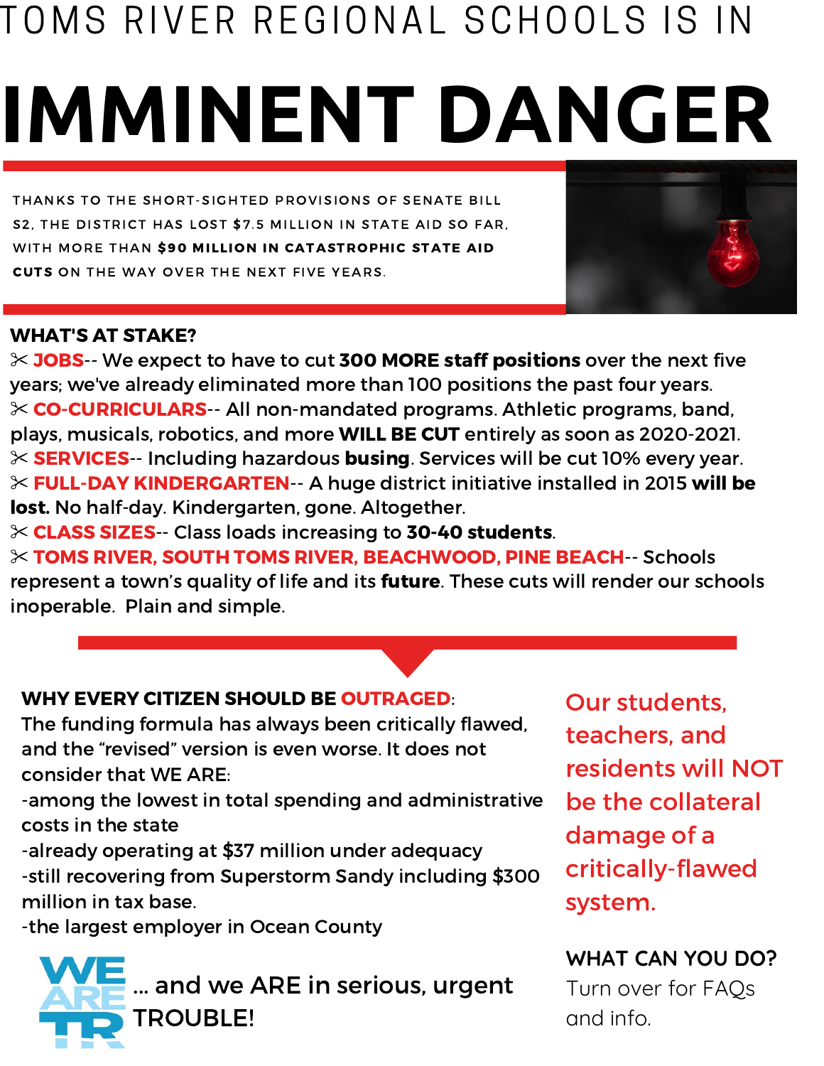# TOMS RIVER REGIONAL SCHOOLS IS IN

# IMMINENT DANGER

THANKS TO THE SHORT-SIGHTED PROVISIONS OF SENATE BILL S2, THE DISTRICT HAS LOST $7.5 MILLION IN STATE AID SO FAR, WITH MORE THAN **$90 MILLION IN CATASTROPHIC STATE AID CUTS** ON THE WAY OVER THE NEXT FIVE YEARS.

**WHAT'S AT STAKE?**

✂ **JOBS**-- We expect to have to cut **300 MORE staff positions** over the next five years; we've already eliminated more than 100 positions the past four years.

✂ **CO-CURRICULARS**-- All non-mandated programs. Athletic programs, band, plays, musicals, robotics, and more **WILL BE CUT** entirely as soon as 2020-2021.

✂ **SERVICES**-- Including hazardous **busing**. Services will be cut 10% every year.

✂ **FULL-DAY KINDERGARTEN**-- A huge district initiative installed in 2015 **will be lost.** No half-day. Kindergarten, gone. Altogether.

✂ **CLASS SIZES**-- Class loads increasing to **30-40 students**.

✂ **TOMS RIVER, SOUTH TOMS RIVER, BEACHWOOD, PINE BEACH**-- Schools represent a town's quality of life and its **future**. These cuts will render our schools inoperable. Plain and simple.

**WHY EVERY CITIZEN SHOULD BE OUTRAGED**:

The funding formula has always been critically flawed, and the "revised" version is even worse. It does not consider that WE ARE:

-among the lowest in total spending and administrative costs in the state

-already operating at $37 million under adequacy

-still recovering from Superstorm Sandy including $300 million in tax base.

-the largest employer in Ocean County

WE ARE TR ... and we ARE in serious, urgent TROUBLE!

Our students, teachers, and residents will NOT be the collateral damage of a critically-flawed system.

**WHAT CAN YOU DO?**

Turn over for FAQs and info.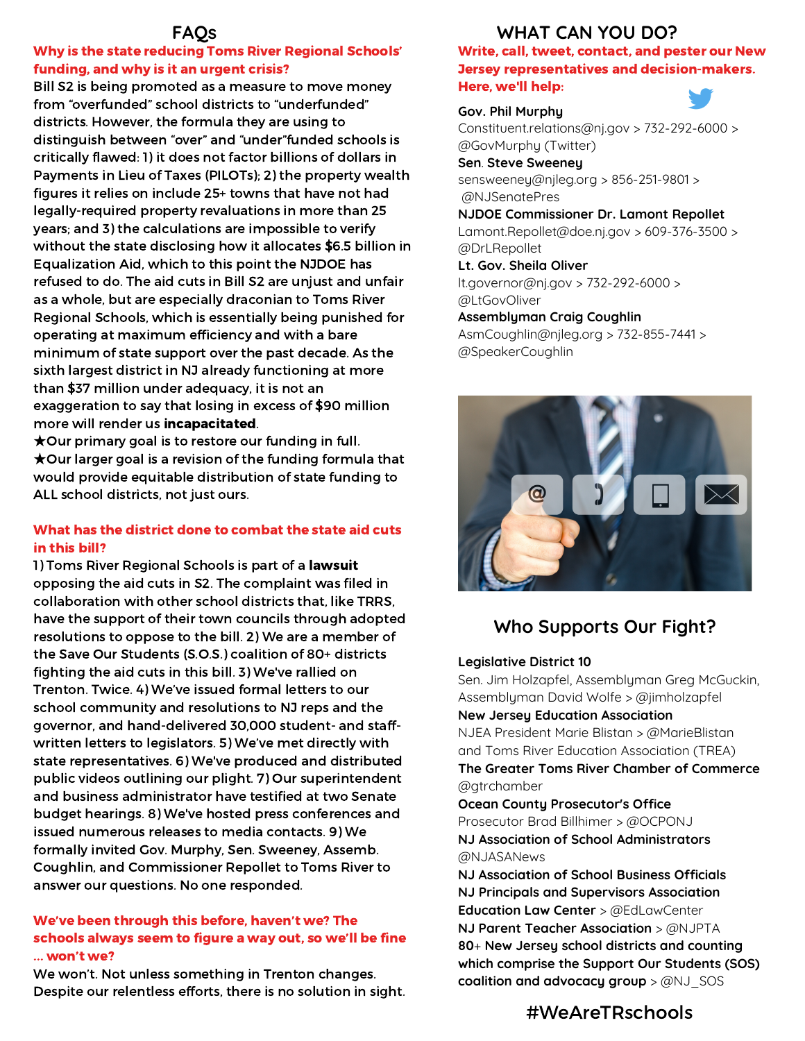## FAQs

**Why is the state reducing Toms River Regional Schools' funding, and why is it an urgent crisis?**

Bill S2 is being promoted as a measure to move money from "overfunded" school districts to "underfunded" districts. However, the formula they are using to distinguish between "over" and "under"funded schools is critically flawed: 1) it does not factor billions of dollars in Payments in Lieu of Taxes (PILOTs); 2) the property wealth figures it relies on include 25+ towns that have not had legally-required property revaluations in more than 25 years; and 3) the calculations are impossible to verify without the state disclosing how it allocates $6.5 billion in Equalization Aid, which to this point the NJDOE has refused to do. The aid cuts in Bill S2 are unjust and unfair as a whole, but are especially draconian to Toms River Regional Schools, which is essentially being punished for operating at maximum efficiency and with a bare minimum of state support over the past decade. As the sixth largest district in NJ already functioning at more than $37 million under adequacy, it is not an exaggeration to say that losing in excess of $90 million more will render us **incapacitated**.

★Our primary goal is to restore our funding in full.

★Our larger goal is a revision of the funding formula that would provide equitable distribution of state funding to ALL school districts, not just ours.

**What has the district done to combat the state aid cuts in this bill?**

1) Toms River Regional Schools is part of a **lawsuit** opposing the aid cuts in S2. The complaint was filed in collaboration with other school districts that, like TRRS, have the support of their town councils through adopted resolutions to oppose to the bill. 2) We are a member of the Save Our Students (S.O.S.) coalition of 80+ districts fighting the aid cuts in this bill. 3) We've rallied on Trenton. Twice. 4) We've issued formal letters to our school community and resolutions to NJ reps and the governor, and hand-delivered 30,000 student- and staff-written letters to legislators. 5) We've met directly with state representatives. 6) We've produced and distributed public videos outlining our plight. 7) Our superintendent and business administrator have testified at two Senate budget hearings. 8) We've hosted press conferences and issued numerous releases to media contacts. 9) We formally invited Gov. Murphy, Sen. Sweeney, Assemb. Coughlin, and Commissioner Repollet to Toms River to answer our questions. No one responded.

**We've been through this before, haven't we? The schools always seem to figure a way out, so we'll be fine ... won't we?**

We won't. Not unless something in Trenton changes. Despite our relentless efforts, there is no solution in sight.

## WHAT CAN YOU DO?

**Write, call, tweet, contact, and pester our New Jersey representatives and decision-makers. Here, we'll help:**

**Gov. Phil Murphy**
Constituent.relations@nj.gov > 732-292-6000 > @GovMurphy (Twitter)

**Sen. Steve Sweeney**
sensweeney@njleg.org > 856-251-9801 > @NJSenatePres

**NJDOE Commissioner Dr. Lamont Repollet**
Lamont.Repollet@doe.nj.gov > 609-376-3500 > @DrLRepollet

**Lt. Gov. Sheila Oliver**
lt.governor@nj.gov > 732-292-6000 > @LtGovOliver

**Assemblyman Craig Coughlin**
AsmCoughlin@njleg.org > 732-855-7441 > @SpeakerCoughlin

## Who Supports Our Fight?

**Legislative District 10**
Sen. Jim Holzapfel, Assemblyman Greg McGuckin, Assemblyman David Wolfe > @jimholzapfel

**New Jersey Education Association**
NJEA President Marie Blistan > @MarieBlistan and Toms River Education Association (TREA)

**The Greater Toms River Chamber of Commerce**
@gtrchamber

**Ocean County Prosecutor's Office**
Prosecutor Brad Billhimer > @OCPONJ

**NJ Association of School Administrators**
@NJASANews

**NJ Association of School Business Officials**

**NJ Principals and Supervisors Association**

**Education Law Center** > @EdLawCenter

**NJ Parent Teacher Association** > @NJPTA

**80+ New Jersey school districts and counting which comprise the Support Our Students (SOS) coalition and advocacy group** > @NJ_SOS

## #WeAreTRschools